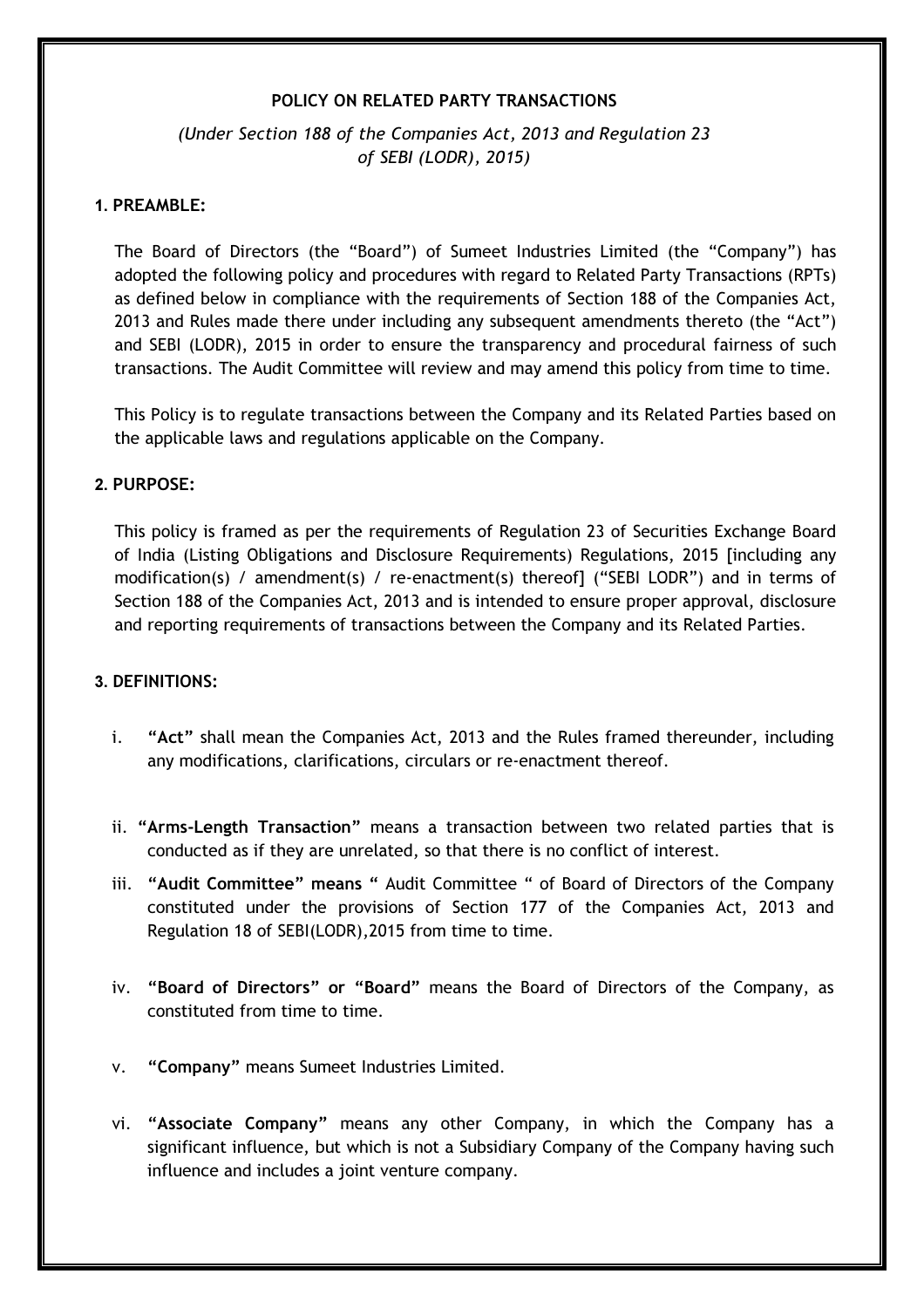# POLICY ON RELATED PARTY TRANSACTIONS

*(Under Section 188 of the Companies Act, 2013 and Regulation 23 of SEBI (LODR), 2015)*

## 1. PREAMBLE:

The Board of Directors (the "Board") of Sumeet Industries Limited (the "Company") has adopted the following policy and procedures with regard to Related Party Transactions (RPTs) as defined below in compliance with the requirements of Section 188 of the Companies Act, 2013 and Rules made there under including any subsequent amendments thereto (the "Act") and SEBI (LODR), 2015 in order to ensure the transparency and procedural fairness of such transactions. The Audit Committee will review and may amend this policy from time to time.

This Policy is to regulate transactions between the Company and its Related Parties based on the applicable laws and regulations applicable on the Company.

## 2. PURPOSE:

This policy is framed as per the requirements of Regulation 23 of Securities Exchange Board of India (Listing Obligations and Disclosure Requirements) Regulations, 2015 [including any modification(s) / amendment(s) / re-enactment(s) thereof] ("SEBI LODR") and in terms of Section 188 of the Companies Act, 2013 and is intended to ensure proper approval, disclosure and reporting requirements of transactions between the Company and its Related Parties.

## 3. DEFINITIONS:

i. **"Act"** shall mean the Companies Act, 2013 and the Rules framed thereunder, including any modifications, clarifications, circulars or re-enactment thereof.

ii. **"Arms-Length Transaction"** means a transaction between two related parties that is conducted as if they are unrelated, so that there is no conflict of interest.

iii. **"Audit Committee" means "** Audit Committee " of Board of Directors of the Company constituted under the provisions of Section 177 of the Companies Act, 2013 and Regulation 18 of SEBI(LODR),2015 from time to time.

iv. **"Board of Directors" or "Board"** means the Board of Directors of the Company, as constituted from time to time.

v. **"Company"** means Sumeet Industries Limited.

vi. **"Associate Company"** means any other Company, in which the Company has a significant influence, but which is not a Subsidiary Company of the Company having such influence and includes a joint venture company.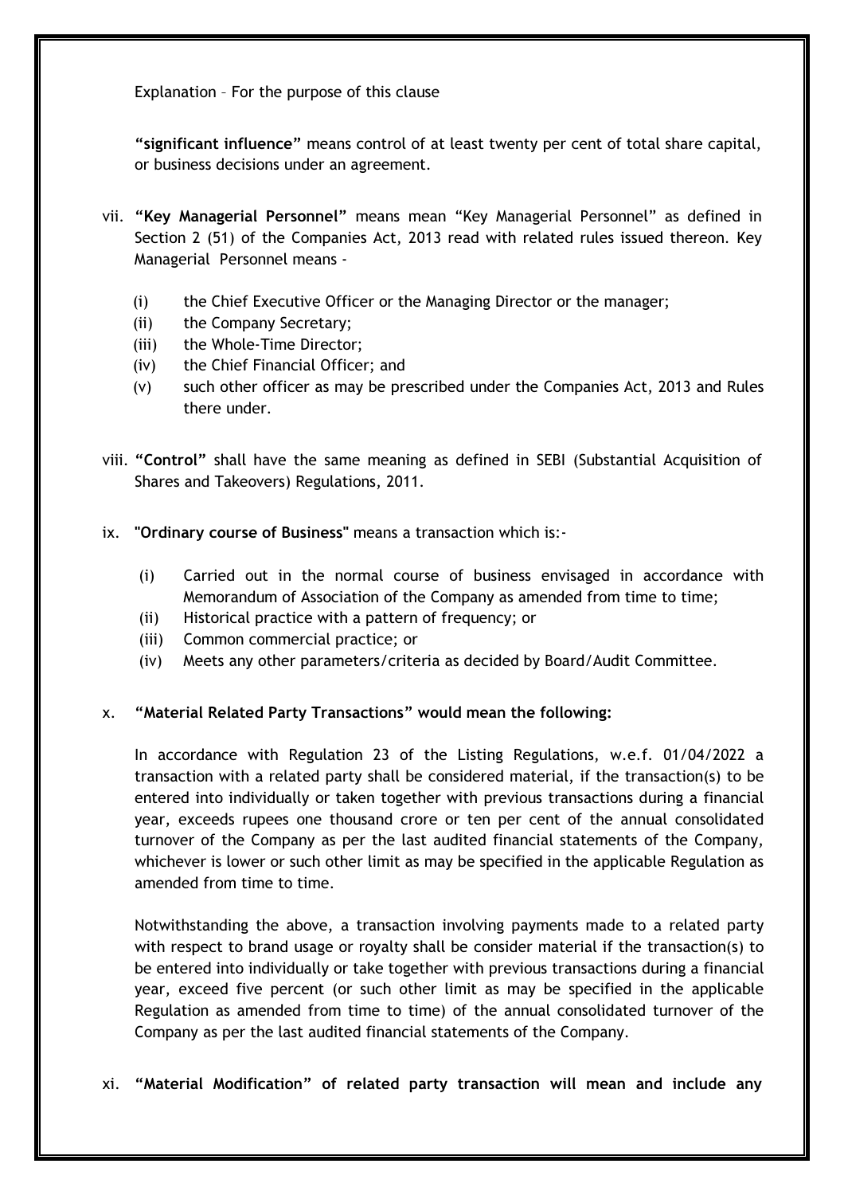Explanation – For the purpose of this clause

**"significant influence"** means control of at least twenty per cent of total share capital, or business decisions under an agreement.

vii. **"Key Managerial Personnel"** means mean "Key Managerial Personnel" as defined in Section 2 (51) of the Companies Act, 2013 read with related rules issued thereon. Key Managerial Personnel means -

   (i) the Chief Executive Officer or the Managing Director or the manager;
   (ii) the Company Secretary;
   (iii) the Whole-Time Director;
   (iv) the Chief Financial Officer; and
   (v) such other officer as may be prescribed under the Companies Act, 2013 and Rules there under.

viii. **"Control"** shall have the same meaning as defined in SEBI (Substantial Acquisition of Shares and Takeovers) Regulations, 2011.

ix. **"Ordinary course of Business"** means a transaction which is:-

   (i) Carried out in the normal course of business envisaged in accordance with Memorandum of Association of the Company as amended from time to time;
   (ii) Historical practice with a pattern of frequency; or
   (iii) Common commercial practice; or
   (iv) Meets any other parameters/criteria as decided by Board/Audit Committee.

x. **"Material Related Party Transactions" would mean the following:**

In accordance with Regulation 23 of the Listing Regulations, w.e.f. 01/04/2022 a transaction with a related party shall be considered material, if the transaction(s) to be entered into individually or taken together with previous transactions during a financial year, exceeds rupees one thousand crore or ten per cent of the annual consolidated turnover of the Company as per the last audited financial statements of the Company, whichever is lower or such other limit as may be specified in the applicable Regulation as amended from time to time.

Notwithstanding the above, a transaction involving payments made to a related party with respect to brand usage or royalty shall be consider material if the transaction(s) to be entered into individually or take together with previous transactions during a financial year, exceed five percent (or such other limit as may be specified in the applicable Regulation as amended from time to time) of the annual consolidated turnover of the Company as per the last audited financial statements of the Company.

xi. **"Material Modification" of related party transaction will mean and include any**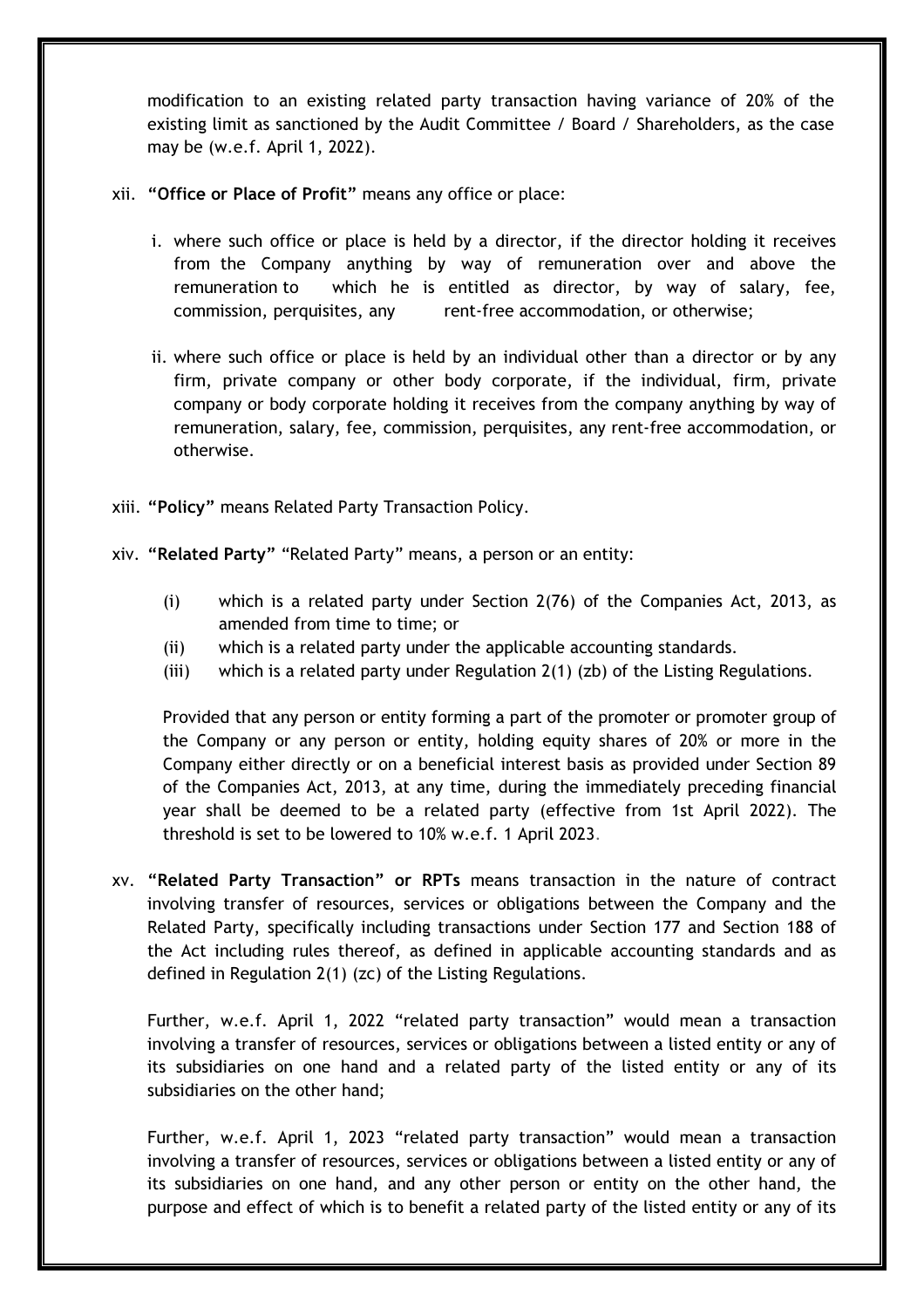modification to an existing related party transaction having variance of 20% of the existing limit as sanctioned by the Audit Committee / Board / Shareholders, as the case may be (w.e.f. April 1, 2022).

xii. **"Office or Place of Profit"** means any office or place:

  i. where such office or place is held by a director, if the director holding it receives from the Company anything by way of remuneration over and above the remuneration to which he is entitled as director, by way of salary, fee, commission, perquisites, any rent-free accommodation, or otherwise;

  ii. where such office or place is held by an individual other than a director or by any firm, private company or other body corporate, if the individual, firm, private company or body corporate holding it receives from the company anything by way of remuneration, salary, fee, commission, perquisites, any rent-free accommodation, or otherwise.

xiii. **"Policy"** means Related Party Transaction Policy.

xiv. **"Related Party"** "Related Party" means, a person or an entity:

  (i) which is a related party under Section 2(76) of the Companies Act, 2013, as amended from time to time; or

  (ii) which is a related party under the applicable accounting standards.

  (iii) which is a related party under Regulation 2(1) (zb) of the Listing Regulations.

  Provided that any person or entity forming a part of the promoter or promoter group of the Company or any person or entity, holding equity shares of 20% or more in the Company either directly or on a beneficial interest basis as provided under Section 89 of the Companies Act, 2013, at any time, during the immediately preceding financial year shall be deemed to be a related party (effective from 1st April 2022). The threshold is set to be lowered to 10% w.e.f. 1 April 2023.

xv. **"Related Party Transaction" or RPTs** means transaction in the nature of contract involving transfer of resources, services or obligations between the Company and the Related Party, specifically including transactions under Section 177 and Section 188 of the Act including rules thereof, as defined in applicable accounting standards and as defined in Regulation 2(1) (zc) of the Listing Regulations.

  Further, w.e.f. April 1, 2022 "related party transaction" would mean a transaction involving a transfer of resources, services or obligations between a listed entity or any of its subsidiaries on one hand and a related party of the listed entity or any of its subsidiaries on the other hand;

  Further, w.e.f. April 1, 2023 "related party transaction" would mean a transaction involving a transfer of resources, services or obligations between a listed entity or any of its subsidiaries on one hand, and any other person or entity on the other hand, the purpose and effect of which is to benefit a related party of the listed entity or any of its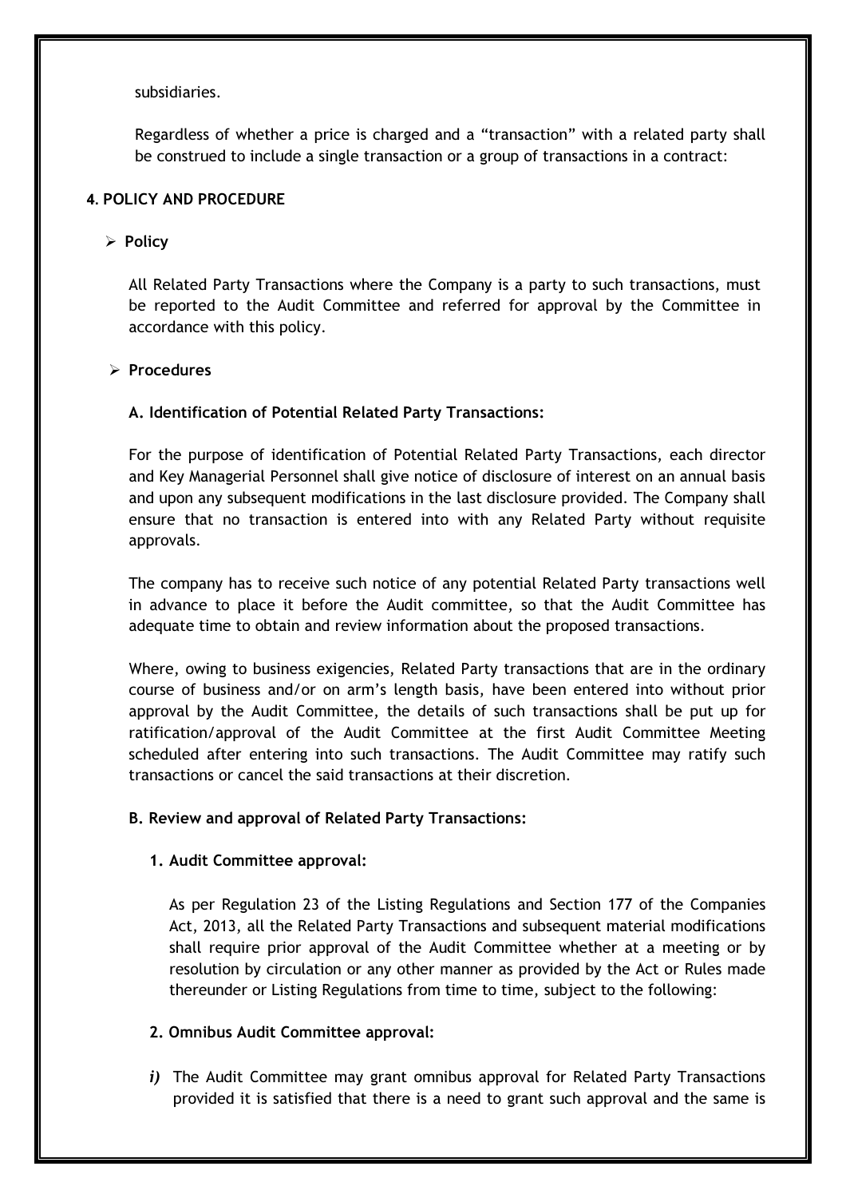subsidiaries.

Regardless of whether a price is charged and a "transaction" with a related party shall be construed to include a single transaction or a group of transactions in a contract:

## 4. POLICY AND PROCEDURE

- **Policy**

All Related Party Transactions where the Company is a party to such transactions, must be reported to the Audit Committee and referred for approval by the Committee in accordance with this policy.

- **Procedures**

### A. Identification of Potential Related Party Transactions:

For the purpose of identification of Potential Related Party Transactions, each director and Key Managerial Personnel shall give notice of disclosure of interest on an annual basis and upon any subsequent modifications in the last disclosure provided. The Company shall ensure that no transaction is entered into with any Related Party without requisite approvals.

The company has to receive such notice of any potential Related Party transactions well in advance to place it before the Audit committee, so that the Audit Committee has adequate time to obtain and review information about the proposed transactions.

Where, owing to business exigencies, Related Party transactions that are in the ordinary course of business and/or on arm's length basis, have been entered into without prior approval by the Audit Committee, the details of such transactions shall be put up for ratification/approval of the Audit Committee at the first Audit Committee Meeting scheduled after entering into such transactions. The Audit Committee may ratify such transactions or cancel the said transactions at their discretion.

### B. Review and approval of Related Party Transactions:

**1. Audit Committee approval:**

As per Regulation 23 of the Listing Regulations and Section 177 of the Companies Act, 2013, all the Related Party Transactions and subsequent material modifications shall require prior approval of the Audit Committee whether at a meeting or by resolution by circulation or any other manner as provided by the Act or Rules made thereunder or Listing Regulations from time to time, subject to the following:

**2. Omnibus Audit Committee approval:**

*i)* The Audit Committee may grant omnibus approval for Related Party Transactions provided it is satisfied that there is a need to grant such approval and the same is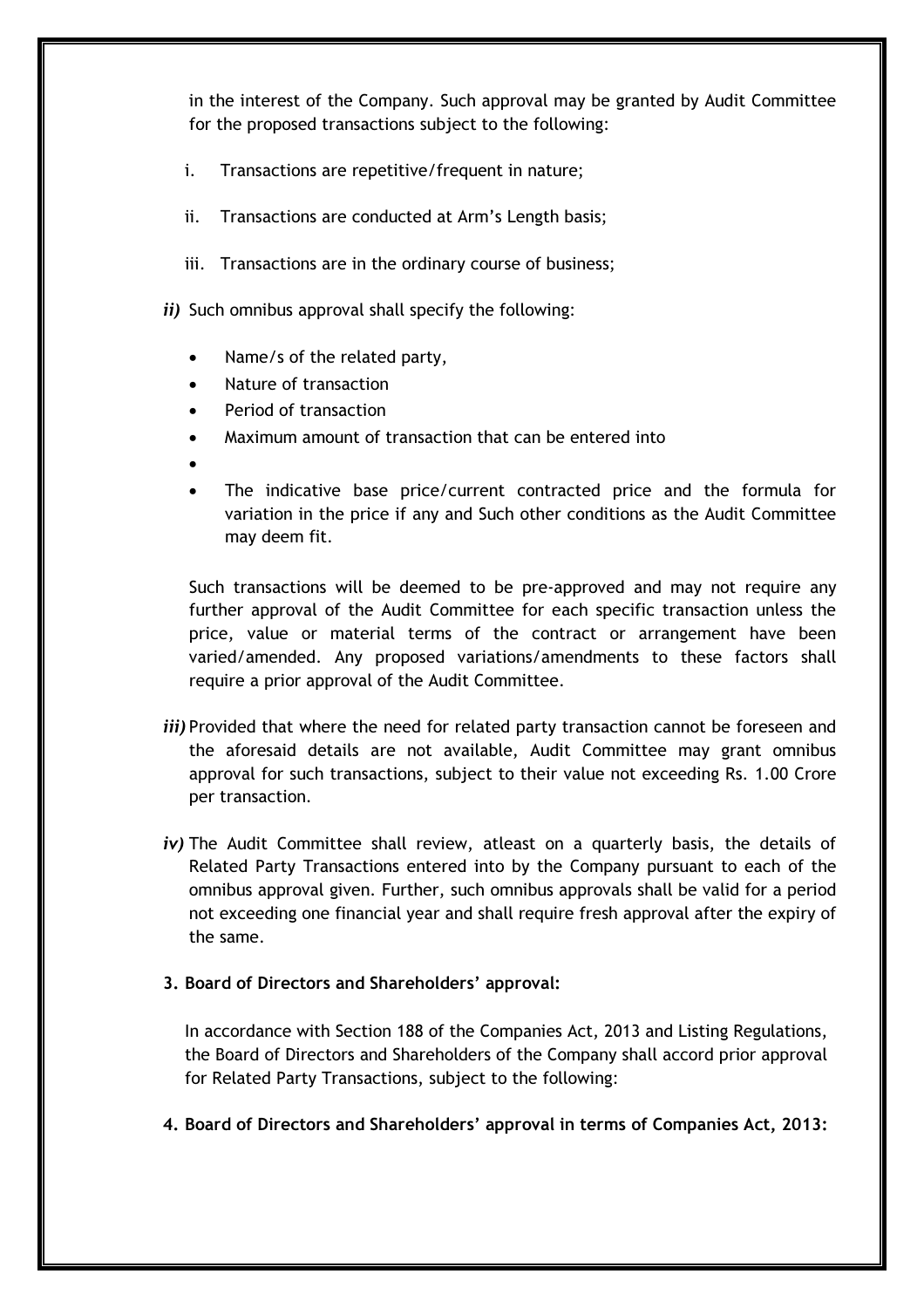in the interest of the Company. Such approval may be granted by Audit Committee for the proposed transactions subject to the following:

i. Transactions are repetitive/frequent in nature;

ii. Transactions are conducted at Arm's Length basis;

iii. Transactions are in the ordinary course of business;

***ii)*** Such omnibus approval shall specify the following:

- Name/s of the related party,
- Nature of transaction
- Period of transaction
- Maximum amount of transaction that can be entered into
- 
- The indicative base price/current contracted price and the formula for variation in the price if any and Such other conditions as the Audit Committee may deem fit.

Such transactions will be deemed to be pre-approved and may not require any further approval of the Audit Committee for each specific transaction unless the price, value or material terms of the contract or arrangement have been varied/amended. Any proposed variations/amendments to these factors shall require a prior approval of the Audit Committee.

***iii)*** Provided that where the need for related party transaction cannot be foreseen and the aforesaid details are not available, Audit Committee may grant omnibus approval for such transactions, subject to their value not exceeding Rs. 1.00 Crore per transaction.

***iv)*** The Audit Committee shall review, atleast on a quarterly basis, the details of Related Party Transactions entered into by the Company pursuant to each of the omnibus approval given. Further, such omnibus approvals shall be valid for a period not exceeding one financial year and shall require fresh approval after the expiry of the same.

**3. Board of Directors and Shareholders' approval:**

In accordance with Section 188 of the Companies Act, 2013 and Listing Regulations, the Board of Directors and Shareholders of the Company shall accord prior approval for Related Party Transactions, subject to the following:

**4. Board of Directors and Shareholders' approval in terms of Companies Act, 2013:**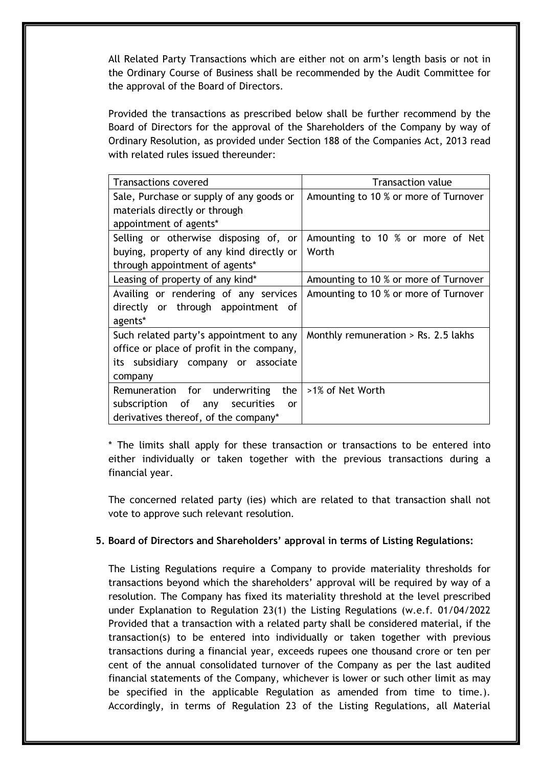All Related Party Transactions which are either not on arm's length basis or not in the Ordinary Course of Business shall be recommended by the Audit Committee for the approval of the Board of Directors.

Provided the transactions as prescribed below shall be further recommend by the Board of Directors for the approval of the Shareholders of the Company by way of Ordinary Resolution, as provided under Section 188 of the Companies Act, 2013 read with related rules issued thereunder:

| Transactions covered | Transaction value |
|---|---|
| Sale, Purchase or supply of any goods or materials directly or through appointment of agents* | Amounting to 10 % or more of Turnover |
| Selling or otherwise disposing of, or buying, property of any kind directly or through appointment of agents* | Amounting to 10 % or more of Net Worth |
| Leasing of property of any kind* | Amounting to 10 % or more of Turnover |
| Availing or rendering of any services directly or through appointment of agents* | Amounting to 10 % or more of Turnover |
| Such related party's appointment to any office or place of profit in the company, its subsidiary company or associate company | Monthly remuneration > Rs. 2.5 lakhs |
| Remuneration for underwriting the subscription of any securities or derivatives thereof, of the company* | >1% of Net Worth |

* The limits shall apply for these transaction or transactions to be entered into either individually or taken together with the previous transactions during a financial year.

The concerned related party (ies) which are related to that transaction shall not vote to approve such relevant resolution.

**5. Board of Directors and Shareholders' approval in terms of Listing Regulations:**

The Listing Regulations require a Company to provide materiality thresholds for transactions beyond which the shareholders' approval will be required by way of a resolution. The Company has fixed its materiality threshold at the level prescribed under Explanation to Regulation 23(1) the Listing Regulations (w.e.f. 01/04/2022 Provided that a transaction with a related party shall be considered material, if the transaction(s) to be entered into individually or taken together with previous transactions during a financial year, exceeds rupees one thousand crore or ten per cent of the annual consolidated turnover of the Company as per the last audited financial statements of the Company, whichever is lower or such other limit as may be specified in the applicable Regulation as amended from time to time.). Accordingly, in terms of Regulation 23 of the Listing Regulations, all Material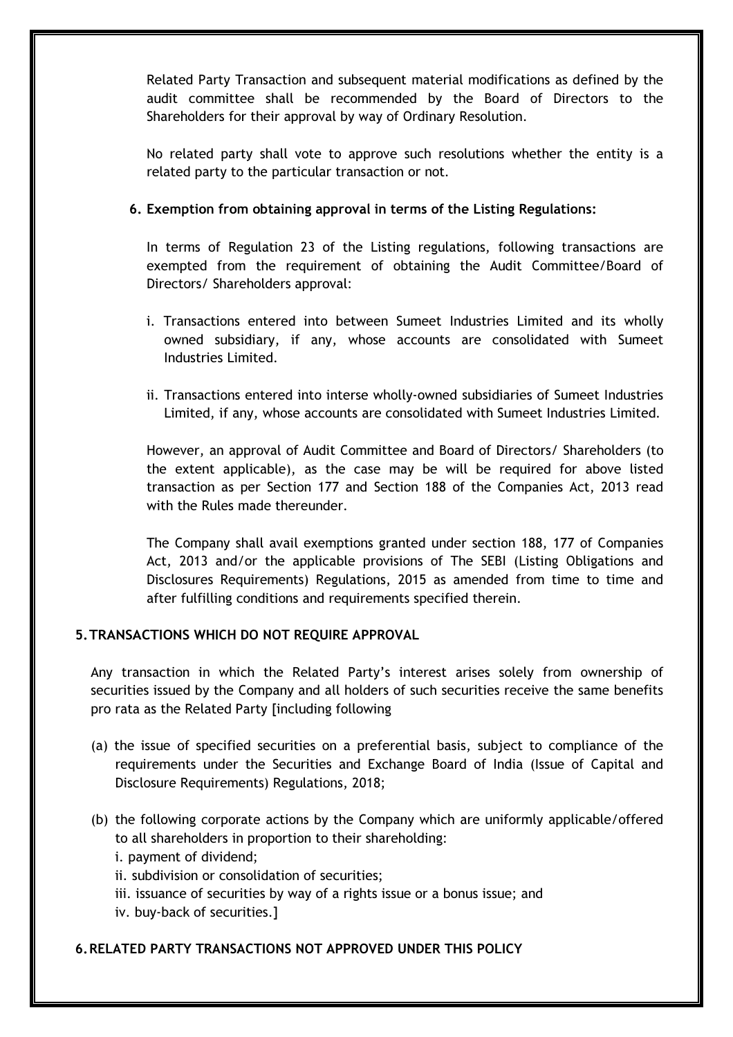Related Party Transaction and subsequent material modifications as defined by the audit committee shall be recommended by the Board of Directors to the Shareholders for their approval by way of Ordinary Resolution.

No related party shall vote to approve such resolutions whether the entity is a related party to the particular transaction or not.

**6. Exemption from obtaining approval in terms of the Listing Regulations:**

In terms of Regulation 23 of the Listing regulations, following transactions are exempted from the requirement of obtaining the Audit Committee/Board of Directors/ Shareholders approval:

i. Transactions entered into between Sumeet Industries Limited and its wholly owned subsidiary, if any, whose accounts are consolidated with Sumeet Industries Limited.

ii. Transactions entered into interse wholly-owned subsidiaries of Sumeet Industries Limited, if any, whose accounts are consolidated with Sumeet Industries Limited.

However, an approval of Audit Committee and Board of Directors/ Shareholders (to the extent applicable), as the case may be will be required for above listed transaction as per Section 177 and Section 188 of the Companies Act, 2013 read with the Rules made thereunder.

The Company shall avail exemptions granted under section 188, 177 of Companies Act, 2013 and/or the applicable provisions of The SEBI (Listing Obligations and Disclosures Requirements) Regulations, 2015 as amended from time to time and after fulfilling conditions and requirements specified therein.

## 5. TRANSACTIONS WHICH DO NOT REQUIRE APPROVAL

Any transaction in which the Related Party's interest arises solely from ownership of securities issued by the Company and all holders of such securities receive the same benefits pro rata as the Related Party [including following

(a) the issue of specified securities on a preferential basis, subject to compliance of the requirements under the Securities and Exchange Board of India (Issue of Capital and Disclosure Requirements) Regulations, 2018;

(b) the following corporate actions by the Company which are uniformly applicable/offered to all shareholders in proportion to their shareholding:
   i. payment of dividend;
   ii. subdivision or consolidation of securities;
   iii. issuance of securities by way of a rights issue or a bonus issue; and
   iv. buy-back of securities.]

## 6. RELATED PARTY TRANSACTIONS NOT APPROVED UNDER THIS POLICY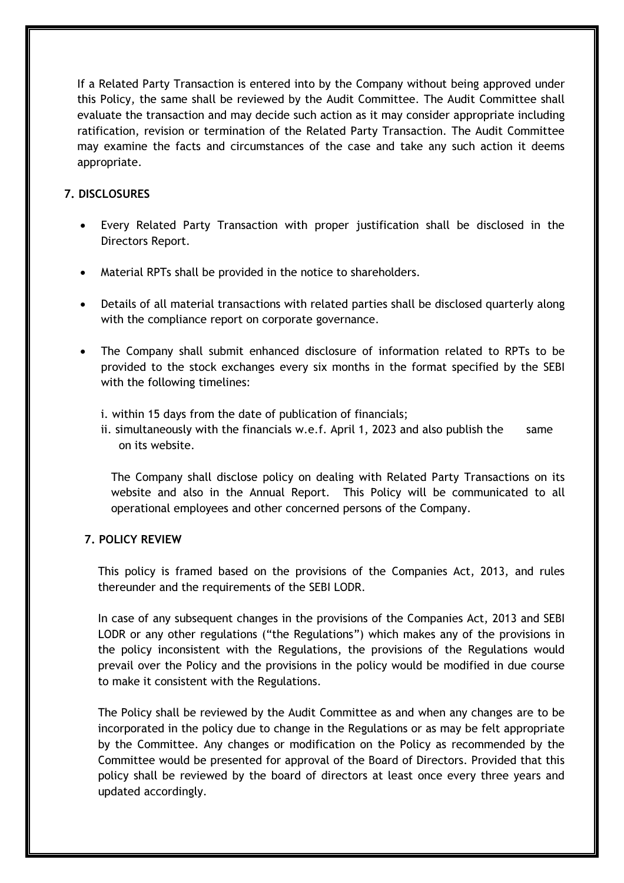If a Related Party Transaction is entered into by the Company without being approved under this Policy, the same shall be reviewed by the Audit Committee. The Audit Committee shall evaluate the transaction and may decide such action as it may consider appropriate including ratification, revision or termination of the Related Party Transaction. The Audit Committee may examine the facts and circumstances of the case and take any such action it deems appropriate.

## 7. DISCLOSURES

- Every Related Party Transaction with proper justification shall be disclosed in the Directors Report.
- Material RPTs shall be provided in the notice to shareholders.
- Details of all material transactions with related parties shall be disclosed quarterly along with the compliance report on corporate governance.
- The Company shall submit enhanced disclosure of information related to RPTs to be provided to the stock exchanges every six months in the format specified by the SEBI with the following timelines:

  i. within 15 days from the date of publication of financials;
  ii. simultaneously with the financials w.e.f. April 1, 2023 and also publish the same on its website.

  The Company shall disclose policy on dealing with Related Party Transactions on its website and also in the Annual Report. This Policy will be communicated to all operational employees and other concerned persons of the Company.

## 7. POLICY REVIEW

This policy is framed based on the provisions of the Companies Act, 2013, and rules thereunder and the requirements of the SEBI LODR.

In case of any subsequent changes in the provisions of the Companies Act, 2013 and SEBI LODR or any other regulations ("the Regulations") which makes any of the provisions in the policy inconsistent with the Regulations, the provisions of the Regulations would prevail over the Policy and the provisions in the policy would be modified in due course to make it consistent with the Regulations.

The Policy shall be reviewed by the Audit Committee as and when any changes are to be incorporated in the policy due to change in the Regulations or as may be felt appropriate by the Committee. Any changes or modification on the Policy as recommended by the Committee would be presented for approval of the Board of Directors. Provided that this policy shall be reviewed by the board of directors at least once every three years and updated accordingly.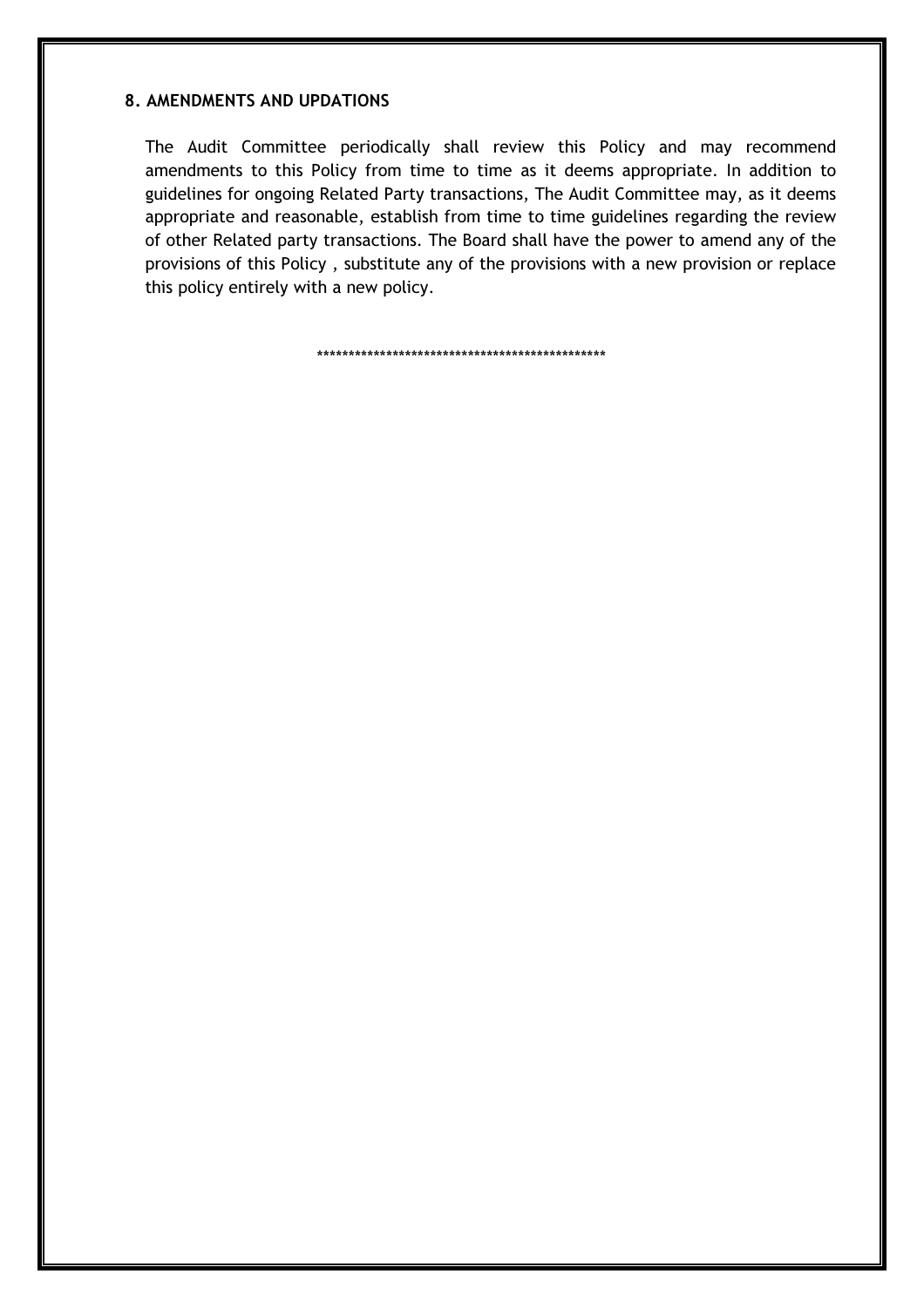## 8. AMENDMENTS AND UPDATIONS

The Audit Committee periodically shall review this Policy and may recommend amendments to this Policy from time to time as it deems appropriate. In addition to guidelines for ongoing Related Party transactions, The Audit Committee may, as it deems appropriate and reasonable, establish from time to time guidelines regarding the review of other Related party transactions. The Board shall have the power to amend any of the provisions of this Policy , substitute any of the provisions with a new provision or replace this policy entirely with a new policy.

\*\*\*\*\*\*\*\*\*\*\*\*\*\*\*\*\*\*\*\*\*\*\*\*\*\*\*\*\*\*\*\*\*\*\*\*\*\*\*\*\*\*\*\*\*\*\*\*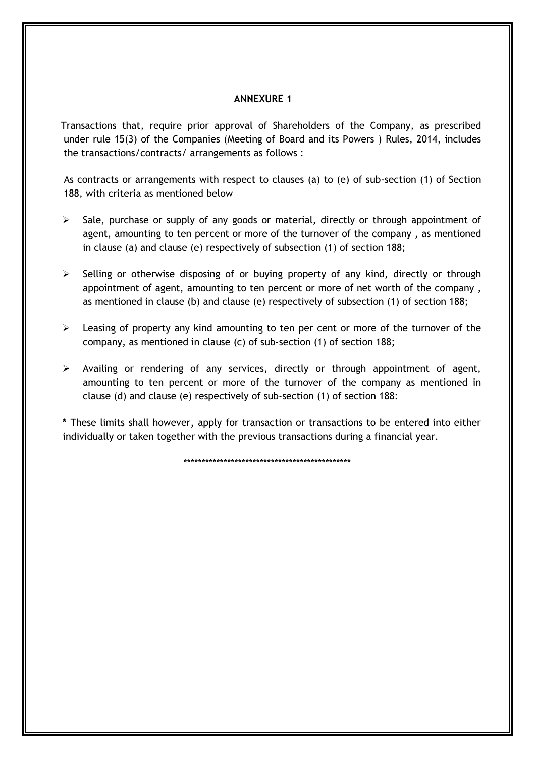## ANNEXURE 1

Transactions that, require prior approval of Shareholders of the Company, as prescribed under rule 15(3) of the Companies (Meeting of Board and its Powers ) Rules, 2014, includes the transactions/contracts/ arrangements as follows :

As contracts or arrangements with respect to clauses (a) to (e) of sub-section (1) of Section 188, with criteria as mentioned below –

- Sale, purchase or supply of any goods or material, directly or through appointment of agent, amounting to ten percent or more of the turnover of the company , as mentioned in clause (a) and clause (e) respectively of subsection (1) of section 188;
- Selling or otherwise disposing of or buying property of any kind, directly or through appointment of agent, amounting to ten percent or more of net worth of the company , as mentioned in clause (b) and clause (e) respectively of subsection (1) of section 188;
- Leasing of property any kind amounting to ten per cent or more of the turnover of the company, as mentioned in clause (c) of sub-section (1) of section 188;
- Availing or rendering of any services, directly or through appointment of agent, amounting to ten percent or more of the turnover of the company as mentioned in clause (d) and clause (e) respectively of sub-section (1) of section 188:

**\*** These limits shall however, apply for transaction or transactions to be entered into either individually or taken together with the previous transactions during a financial year.

\*\*\*\*\*\*\*\*\*\*\*\*\*\*\*\*\*\*\*\*\*\*\*\*\*\*\*\*\*\*\*\*\*\*\*\*\*\*\*\*\*\*\*\*\*\*\*\*